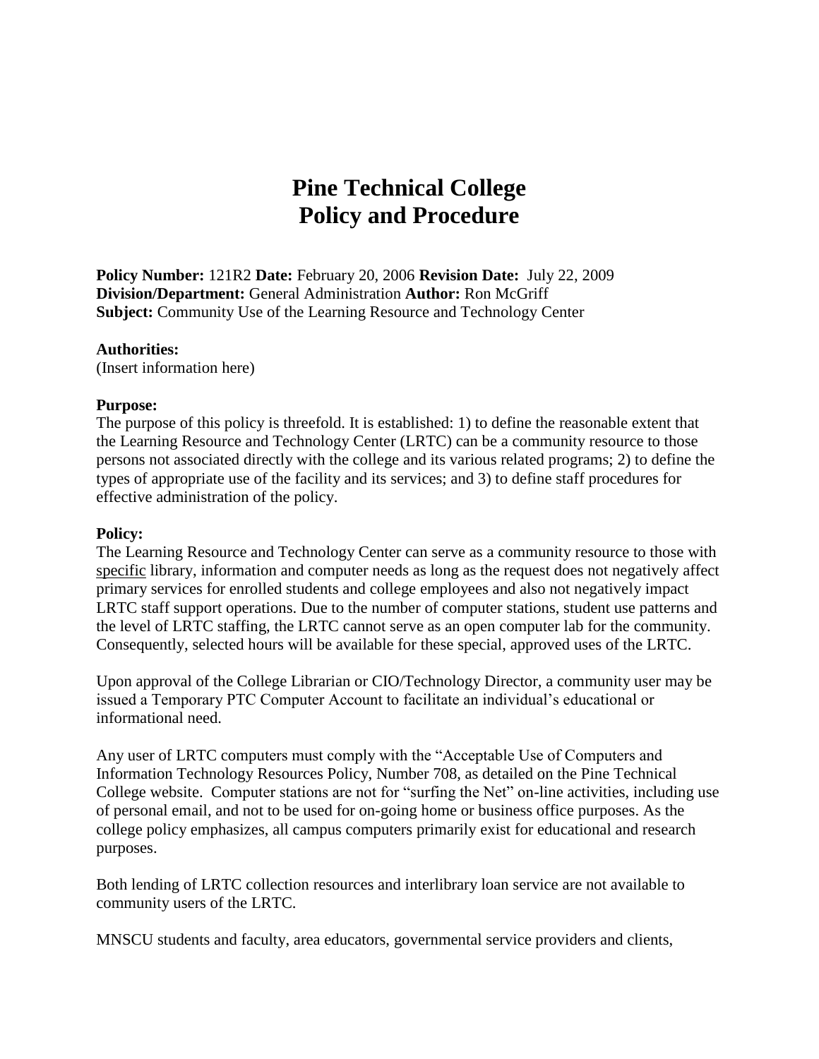# Pine Technical College
# Policy and Procedure

**Policy Number:** 121R2 **Date:** February 20, 2006 **Revision Date:** July 22, 2009
**Division/Department:** General Administration **Author:** Ron McGriff
**Subject:** Community Use of the Learning Resource and Technology Center

**Authorities:**
(Insert information here)

**Purpose:**
The purpose of this policy is threefold. It is established: 1) to define the reasonable extent that the Learning Resource and Technology Center (LRTC) can be a community resource to those persons not associated directly with the college and its various related programs; 2) to define the types of appropriate use of the facility and its services; and 3) to define staff procedures for effective administration of the policy.

**Policy:**
The Learning Resource and Technology Center can serve as a community resource to those with <u>specific</u> library, information and computer needs as long as the request does not negatively affect primary services for enrolled students and college employees and also not negatively impact LRTC staff support operations. Due to the number of computer stations, student use patterns and the level of LRTC staffing, the LRTC cannot serve as an open computer lab for the community. Consequently, selected hours will be available for these special, approved uses of the LRTC.

Upon approval of the College Librarian or CIO/Technology Director, a community user may be issued a Temporary PTC Computer Account to facilitate an individual's educational or informational need.

Any user of LRTC computers must comply with the "Acceptable Use of Computers and Information Technology Resources Policy, Number 708, as detailed on the Pine Technical College website. Computer stations are not for "surfing the Net" on-line activities, including use of personal email, and not to be used for on-going home or business office purposes. As the college policy emphasizes, all campus computers primarily exist for educational and research purposes.

Both lending of LRTC collection resources and interlibrary loan service are not available to community users of the LRTC.

MNSCU students and faculty, area educators, governmental service providers and clients,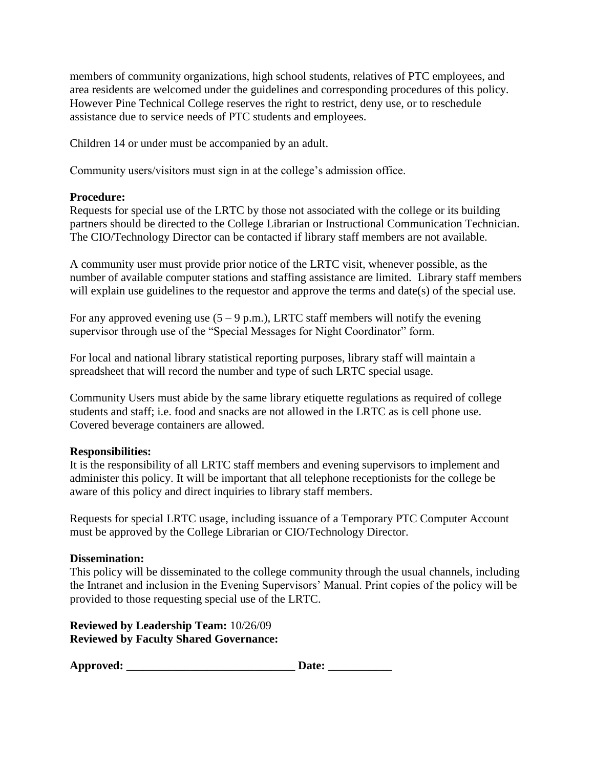members of community organizations, high school students, relatives of PTC employees, and area residents are welcomed under the guidelines and corresponding procedures of this policy. However Pine Technical College reserves the right to restrict, deny use, or to reschedule assistance due to service needs of PTC students and employees.

Children 14 or under must be accompanied by an adult.

Community users/visitors must sign in at the college's admission office.

**Procedure:**
Requests for special use of the LRTC by those not associated with the college or its building partners should be directed to the College Librarian or Instructional Communication Technician. The CIO/Technology Director can be contacted if library staff members are not available.

A community user must provide prior notice of the LRTC visit, whenever possible, as the number of available computer stations and staffing assistance are limited. Library staff members will explain use guidelines to the requestor and approve the terms and date(s) of the special use.

For any approved evening use (5 – 9 p.m.), LRTC staff members will notify the evening supervisor through use of the "Special Messages for Night Coordinator" form.

For local and national library statistical reporting purposes, library staff will maintain a spreadsheet that will record the number and type of such LRTC special usage.

Community Users must abide by the same library etiquette regulations as required of college students and staff; i.e. food and snacks are not allowed in the LRTC as is cell phone use. Covered beverage containers are allowed.

**Responsibilities:**
It is the responsibility of all LRTC staff members and evening supervisors to implement and administer this policy. It will be important that all telephone receptionists for the college be aware of this policy and direct inquiries to library staff members.

Requests for special LRTC usage, including issuance of a Temporary PTC Computer Account must be approved by the College Librarian or CIO/Technology Director.

**Dissemination:**
This policy will be disseminated to the college community through the usual channels, including the Intranet and inclusion in the Evening Supervisors' Manual. Print copies of the policy will be provided to those requesting special use of the LRTC.

**Reviewed by Leadership Team:** 10/26/09
**Reviewed by Faculty Shared Governance:**

**Approved:** _____________________________ **Date:** ___________